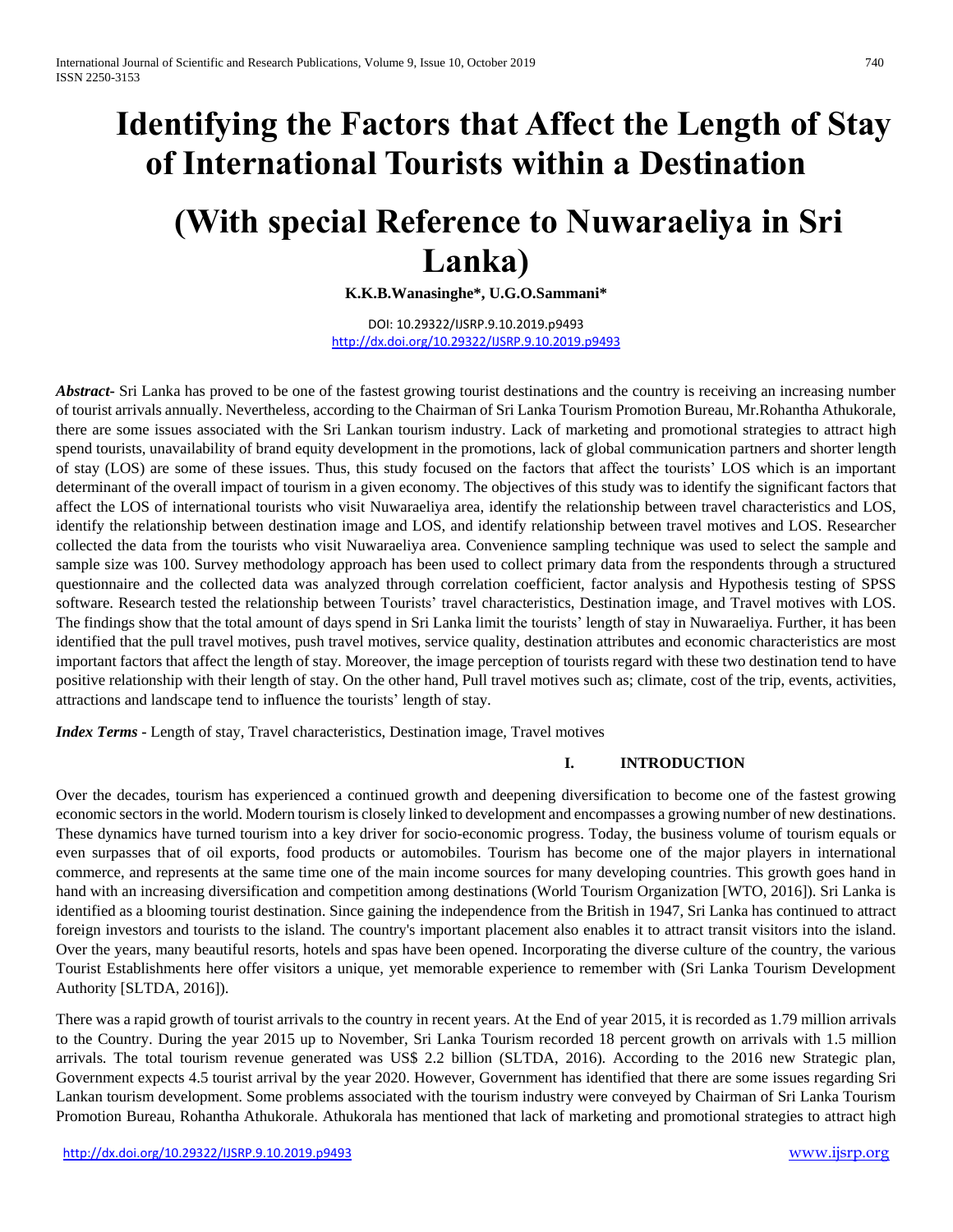# Identifying the Factors that Affect the Length of Stay of International Tourists within a Destination

# (With special Reference to Nuwaraeliya in Sri Lanka)

**K.K.B.Wanasinghe*, U.G.O.Sammani***

DOI: 10.29322/IJSRP.9.10.2019.p9493
http://dx.doi.org/10.29322/IJSRP.9.10.2019.p9493

***Abstract-*** Sri Lanka has proved to be one of the fastest growing tourist destinations and the country is receiving an increasing number of tourist arrivals annually. Nevertheless, according to the Chairman of Sri Lanka Tourism Promotion Bureau, Mr.Rohantha Athukorale, there are some issues associated with the Sri Lankan tourism industry. Lack of marketing and promotional strategies to attract high spend tourists, unavailability of brand equity development in the promotions, lack of global communication partners and shorter length of stay (LOS) are some of these issues. Thus, this study focused on the factors that affect the tourists' LOS which is an important determinant of the overall impact of tourism in a given economy. The objectives of this study was to identify the significant factors that affect the LOS of international tourists who visit Nuwaraeliya area, identify the relationship between travel characteristics and LOS, identify the relationship between destination image and LOS, and identify relationship between travel motives and LOS. Researcher collected the data from the tourists who visit Nuwaraeliya area. Convenience sampling technique was used to select the sample and sample size was 100. Survey methodology approach has been used to collect primary data from the respondents through a structured questionnaire and the collected data was analyzed through correlation coefficient, factor analysis and Hypothesis testing of SPSS software. Research tested the relationship between Tourists' travel characteristics, Destination image, and Travel motives with LOS. The findings show that the total amount of days spend in Sri Lanka limit the tourists' length of stay in Nuwaraeliya. Further, it has been identified that the pull travel motives, push travel motives, service quality, destination attributes and economic characteristics are most important factors that affect the length of stay. Moreover, the image perception of tourists regard with these two destination tend to have positive relationship with their length of stay. On the other hand, Pull travel motives such as; climate, cost of the trip, events, activities, attractions and landscape tend to influence the tourists' length of stay.

***Index Terms* -** Length of stay, Travel characteristics, Destination image, Travel motives

## I. INTRODUCTION

Over the decades, tourism has experienced a continued growth and deepening diversification to become one of the fastest growing economic sectors in the world. Modern tourism is closely linked to development and encompasses a growing number of new destinations. These dynamics have turned tourism into a key driver for socio-economic progress. Today, the business volume of tourism equals or even surpasses that of oil exports, food products or automobiles. Tourism has become one of the major players in international commerce, and represents at the same time one of the main income sources for many developing countries. This growth goes hand in hand with an increasing diversification and competition among destinations (World Tourism Organization [WTO, 2016]). Sri Lanka is identified as a blooming tourist destination. Since gaining the independence from the British in 1947, Sri Lanka has continued to attract foreign investors and tourists to the island. The country's important placement also enables it to attract transit visitors into the island. Over the years, many beautiful resorts, hotels and spas have been opened. Incorporating the diverse culture of the country, the various Tourist Establishments here offer visitors a unique, yet memorable experience to remember with (Sri Lanka Tourism Development Authority [SLTDA, 2016]).

There was a rapid growth of tourist arrivals to the country in recent years. At the End of year 2015, it is recorded as 1.79 million arrivals to the Country. During the year 2015 up to November, Sri Lanka Tourism recorded 18 percent growth on arrivals with 1.5 million arrivals. The total tourism revenue generated was US$ 2.2 billion (SLTDA, 2016). According to the 2016 new Strategic plan, Government expects 4.5 tourist arrival by the year 2020. However, Government has identified that there are some issues regarding Sri Lankan tourism development. Some problems associated with the tourism industry were conveyed by Chairman of Sri Lanka Tourism Promotion Bureau, Rohantha Athukorale. Athukorala has mentioned that lack of marketing and promotional strategies to attract high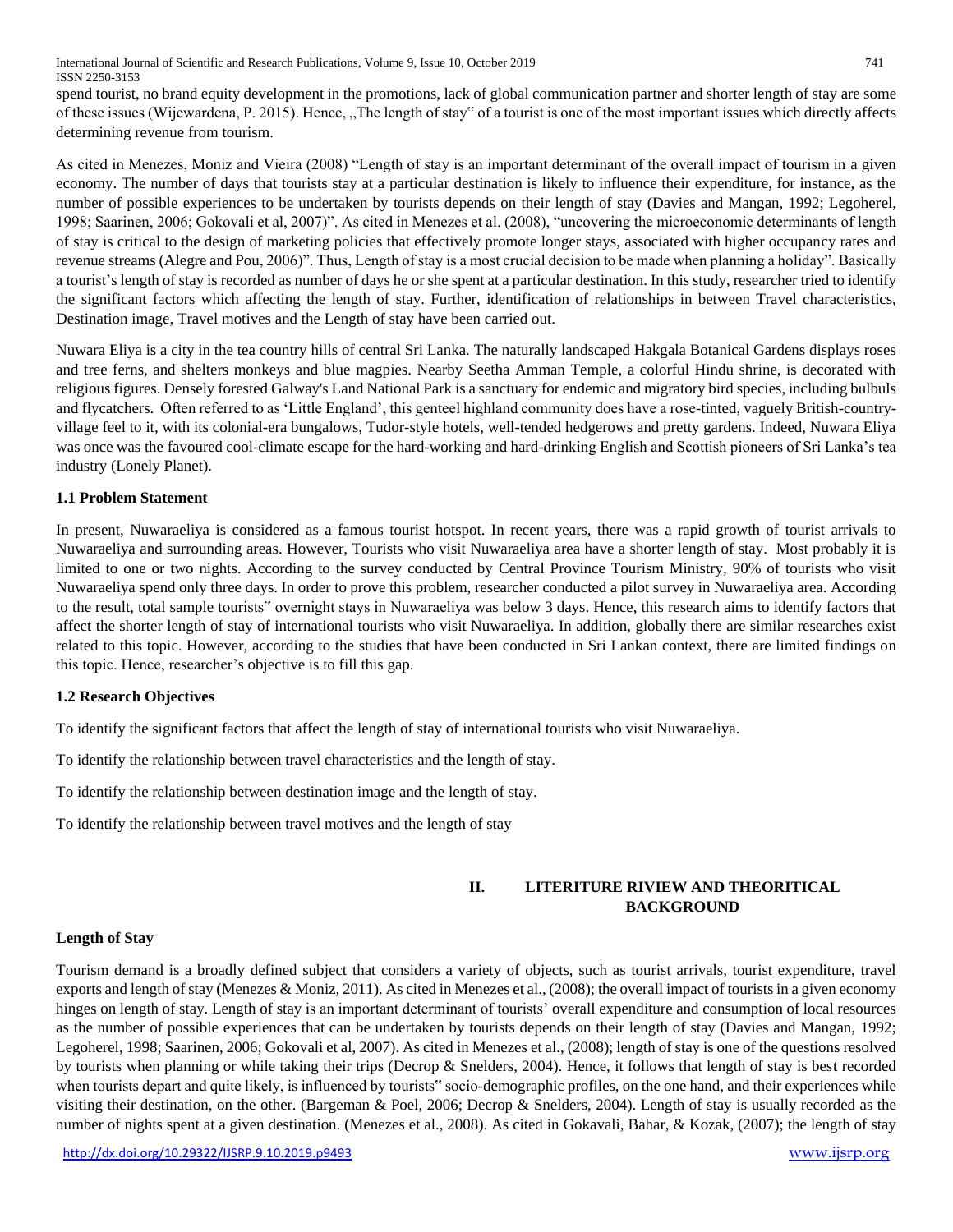spend tourist, no brand equity development in the promotions, lack of global communication partner and shorter length of stay are some of these issues (Wijewardena, P. 2015). Hence, „The length of stay" of a tourist is one of the most important issues which directly affects determining revenue from tourism.

As cited in Menezes, Moniz and Vieira (2008) "Length of stay is an important determinant of the overall impact of tourism in a given economy. The number of days that tourists stay at a particular destination is likely to influence their expenditure, for instance, as the number of possible experiences to be undertaken by tourists depends on their length of stay (Davies and Mangan, 1992; Legoherel, 1998; Saarinen, 2006; Gokovali et al, 2007)". As cited in Menezes et al. (2008), "uncovering the microeconomic determinants of length of stay is critical to the design of marketing policies that effectively promote longer stays, associated with higher occupancy rates and revenue streams (Alegre and Pou, 2006)". Thus, Length of stay is a most crucial decision to be made when planning a holiday". Basically a tourist's length of stay is recorded as number of days he or she spent at a particular destination. In this study, researcher tried to identify the significant factors which affecting the length of stay. Further, identification of relationships in between Travel characteristics, Destination image, Travel motives and the Length of stay have been carried out.

Nuwara Eliya is a city in the tea country hills of central Sri Lanka. The naturally landscaped Hakgala Botanical Gardens displays roses and tree ferns, and shelters monkeys and blue magpies. Nearby Seetha Amman Temple, a colorful Hindu shrine, is decorated with religious figures. Densely forested Galway's Land National Park is a sanctuary for endemic and migratory bird species, including bulbuls and flycatchers. Often referred to as 'Little England', this genteel highland community does have a rose-tinted, vaguely British-country-village feel to it, with its colonial-era bungalows, Tudor-style hotels, well-tended hedgerows and pretty gardens. Indeed, Nuwara Eliya was once was the favoured cool-climate escape for the hard-working and hard-drinking English and Scottish pioneers of Sri Lanka's tea industry (Lonely Planet).

### 1.1 Problem Statement

In present, Nuwaraeliya is considered as a famous tourist hotspot. In recent years, there was a rapid growth of tourist arrivals to Nuwaraeliya and surrounding areas. However, Tourists who visit Nuwaraeliya area have a shorter length of stay. Most probably it is limited to one or two nights. According to the survey conducted by Central Province Tourism Ministry, 90% of tourists who visit Nuwaraeliya spend only three days. In order to prove this problem, researcher conducted a pilot survey in Nuwaraeliya area. According to the result, total sample tourists" overnight stays in Nuwaraeliya was below 3 days. Hence, this research aims to identify factors that affect the shorter length of stay of international tourists who visit Nuwaraeliya. In addition, globally there are similar researches exist related to this topic. However, according to the studies that have been conducted in Sri Lankan context, there are limited findings on this topic. Hence, researcher's objective is to fill this gap.

### 1.2 Research Objectives

To identify the significant factors that affect the length of stay of international tourists who visit Nuwaraeliya.

To identify the relationship between travel characteristics and the length of stay.

To identify the relationship between destination image and the length of stay.

To identify the relationship between travel motives and the length of stay

## II. LITERITURE RIVIEW AND THEORITICAL BACKGROUND

### Length of Stay

Tourism demand is a broadly defined subject that considers a variety of objects, such as tourist arrivals, tourist expenditure, travel exports and length of stay (Menezes & Moniz, 2011). As cited in Menezes et al., (2008); the overall impact of tourists in a given economy hinges on length of stay. Length of stay is an important determinant of tourists' overall expenditure and consumption of local resources as the number of possible experiences that can be undertaken by tourists depends on their length of stay (Davies and Mangan, 1992; Legoherel, 1998; Saarinen, 2006; Gokovali et al, 2007). As cited in Menezes et al., (2008); length of stay is one of the questions resolved by tourists when planning or while taking their trips (Decrop & Snelders, 2004). Hence, it follows that length of stay is best recorded when tourists depart and quite likely, is influenced by tourists" socio-demographic profiles, on the one hand, and their experiences while visiting their destination, on the other. (Bargeman & Poel, 2006; Decrop & Snelders, 2004). Length of stay is usually recorded as the number of nights spent at a given destination. (Menezes et al., 2008). As cited in Gokavali, Bahar, & Kozak, (2007); the length of stay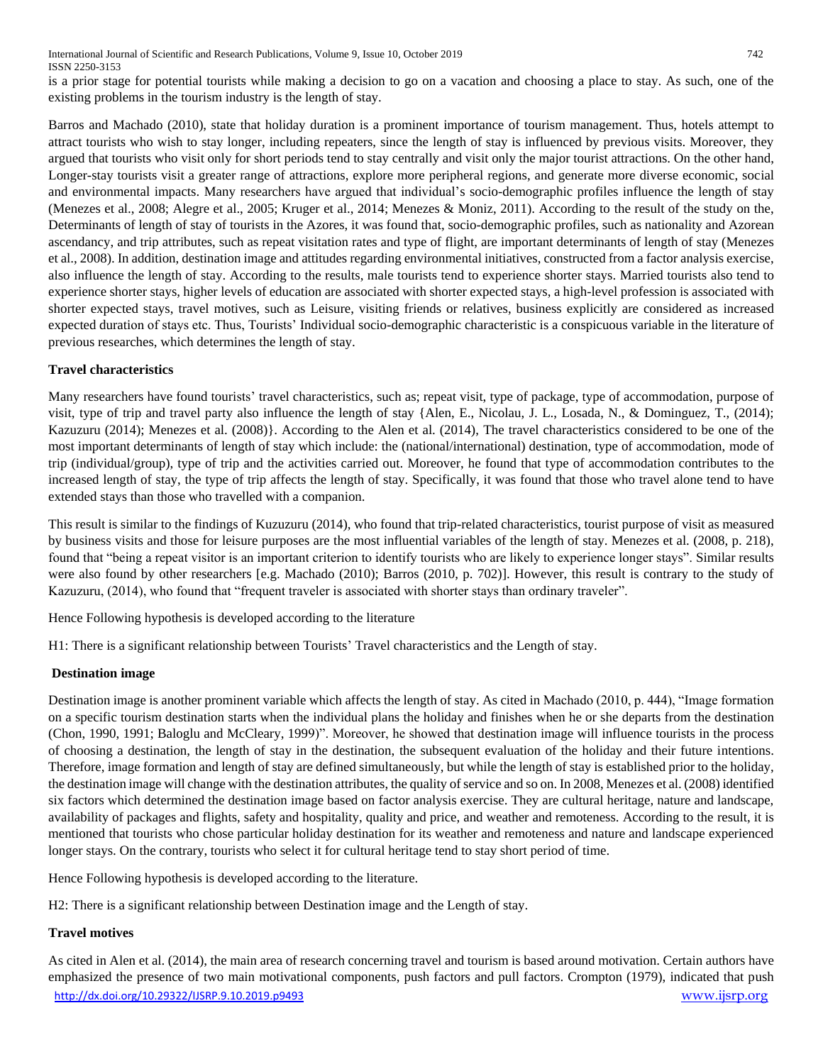is a prior stage for potential tourists while making a decision to go on a vacation and choosing a place to stay. As such, one of the existing problems in the tourism industry is the length of stay.

Barros and Machado (2010), state that holiday duration is a prominent importance of tourism management. Thus, hotels attempt to attract tourists who wish to stay longer, including repeaters, since the length of stay is influenced by previous visits. Moreover, they argued that tourists who visit only for short periods tend to stay centrally and visit only the major tourist attractions. On the other hand, Longer-stay tourists visit a greater range of attractions, explore more peripheral regions, and generate more diverse economic, social and environmental impacts. Many researchers have argued that individual's socio-demographic profiles influence the length of stay (Menezes et al., 2008; Alegre et al., 2005; Kruger et al., 2014; Menezes & Moniz, 2011). According to the result of the study on the, Determinants of length of stay of tourists in the Azores, it was found that, socio-demographic profiles, such as nationality and Azorean ascendancy, and trip attributes, such as repeat visitation rates and type of flight, are important determinants of length of stay (Menezes et al., 2008). In addition, destination image and attitudes regarding environmental initiatives, constructed from a factor analysis exercise, also influence the length of stay. According to the results, male tourists tend to experience shorter stays. Married tourists also tend to experience shorter stays, higher levels of education are associated with shorter expected stays, a high-level profession is associated with shorter expected stays, travel motives, such as Leisure, visiting friends or relatives, business explicitly are considered as increased expected duration of stays etc. Thus, Tourists' Individual socio-demographic characteristic is a conspicuous variable in the literature of previous researches, which determines the length of stay.

**Travel characteristics**

Many researchers have found tourists' travel characteristics, such as; repeat visit, type of package, type of accommodation, purpose of visit, type of trip and travel party also influence the length of stay {Alen, E., Nicolau, J. L., Losada, N., & Dominguez, T., (2014); Kazuzuru (2014); Menezes et al. (2008)}. According to the Alen et al. (2014), The travel characteristics considered to be one of the most important determinants of length of stay which include: the (national/international) destination, type of accommodation, mode of trip (individual/group), type of trip and the activities carried out. Moreover, he found that type of accommodation contributes to the increased length of stay, the type of trip affects the length of stay. Specifically, it was found that those who travel alone tend to have extended stays than those who travelled with a companion.

This result is similar to the findings of Kuzuzuru (2014), who found that trip-related characteristics, tourist purpose of visit as measured by business visits and those for leisure purposes are the most influential variables of the length of stay. Menezes et al. (2008, p. 218), found that "being a repeat visitor is an important criterion to identify tourists who are likely to experience longer stays". Similar results were also found by other researchers [e.g. Machado (2010); Barros (2010, p. 702)]. However, this result is contrary to the study of Kazuzuru, (2014), who found that "frequent traveler is associated with shorter stays than ordinary traveler".

Hence Following hypothesis is developed according to the literature

H1: There is a significant relationship between Tourists' Travel characteristics and the Length of stay.

**Destination image**

Destination image is another prominent variable which affects the length of stay. As cited in Machado (2010, p. 444), "Image formation on a specific tourism destination starts when the individual plans the holiday and finishes when he or she departs from the destination (Chon, 1990, 1991; Baloglu and McCleary, 1999)". Moreover, he showed that destination image will influence tourists in the process of choosing a destination, the length of stay in the destination, the subsequent evaluation of the holiday and their future intentions. Therefore, image formation and length of stay are defined simultaneously, but while the length of stay is established prior to the holiday, the destination image will change with the destination attributes, the quality of service and so on. In 2008, Menezes et al. (2008) identified six factors which determined the destination image based on factor analysis exercise. They are cultural heritage, nature and landscape, availability of packages and flights, safety and hospitality, quality and price, and weather and remoteness. According to the result, it is mentioned that tourists who chose particular holiday destination for its weather and remoteness and nature and landscape experienced longer stays. On the contrary, tourists who select it for cultural heritage tend to stay short period of time.

Hence Following hypothesis is developed according to the literature.

H2: There is a significant relationship between Destination image and the Length of stay.

**Travel motives**

As cited in Alen et al. (2014), the main area of research concerning travel and tourism is based around motivation. Certain authors have emphasized the presence of two main motivational components, push factors and pull factors. Crompton (1979), indicated that push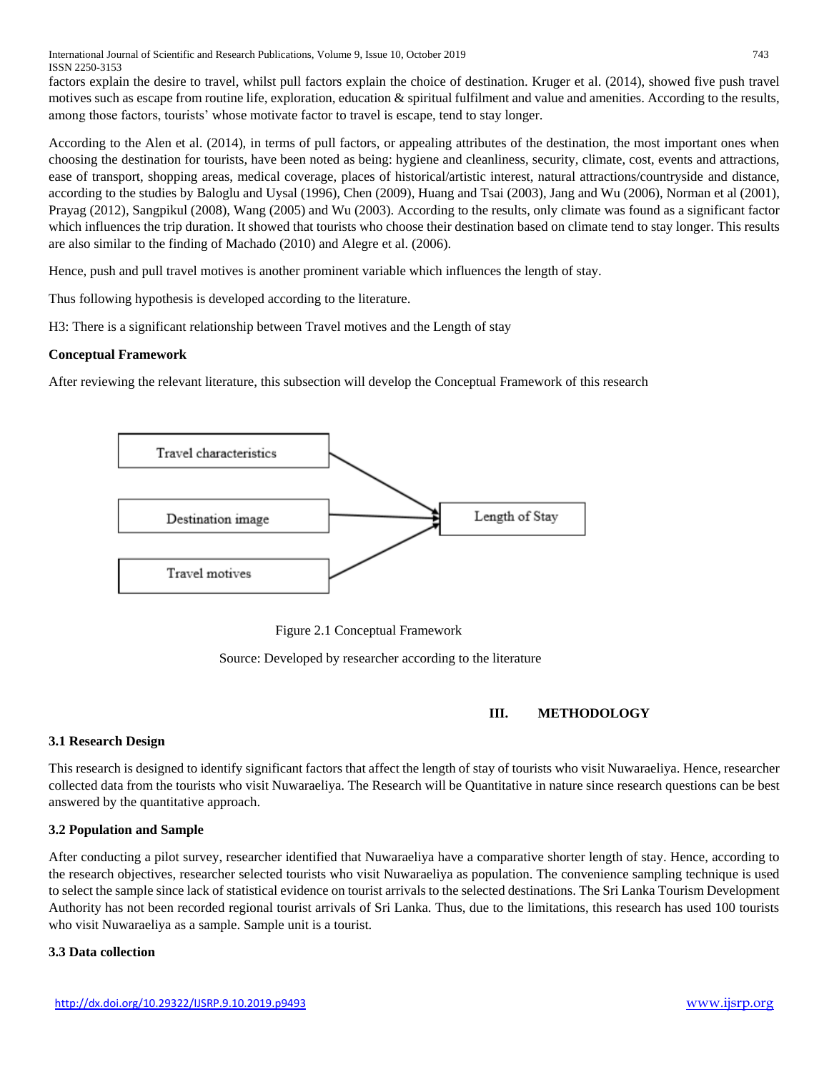factors explain the desire to travel, whilst pull factors explain the choice of destination. Kruger et al. (2014), showed five push travel motives such as escape from routine life, exploration, education & spiritual fulfilment and value and amenities. According to the results, among those factors, tourists' whose motivate factor to travel is escape, tend to stay longer.

According to the Alen et al. (2014), in terms of pull factors, or appealing attributes of the destination, the most important ones when choosing the destination for tourists, have been noted as being: hygiene and cleanliness, security, climate, cost, events and attractions, ease of transport, shopping areas, medical coverage, places of historical/artistic interest, natural attractions/countryside and distance, according to the studies by Baloglu and Uysal (1996), Chen (2009), Huang and Tsai (2003), Jang and Wu (2006), Norman et al (2001), Prayag (2012), Sangpikul (2008), Wang (2005) and Wu (2003). According to the results, only climate was found as a significant factor which influences the trip duration. It showed that tourists who choose their destination based on climate tend to stay longer. This results are also similar to the finding of Machado (2010) and Alegre et al. (2006).

Hence, push and pull travel motives is another prominent variable which influences the length of stay.

Thus following hypothesis is developed according to the literature.

H3: There is a significant relationship between Travel motives and the Length of stay

**Conceptual Framework**

After reviewing the relevant literature, this subsection will develop the Conceptual Framework of this research

Travel characteristics → Length of Stay
Destination image → Length of Stay
Travel motives → Length of Stay

Figure 2.1 Conceptual Framework

Source: Developed by researcher according to the literature

## III. METHODOLOGY

### 3.1 Research Design

This research is designed to identify significant factors that affect the length of stay of tourists who visit Nuwaraeliya. Hence, researcher collected data from the tourists who visit Nuwaraeliya. The Research will be Quantitative in nature since research questions can be best answered by the quantitative approach.

### 3.2 Population and Sample

After conducting a pilot survey, researcher identified that Nuwaraeliya have a comparative shorter length of stay. Hence, according to the research objectives, researcher selected tourists who visit Nuwaraeliya as population. The convenience sampling technique is used to select the sample since lack of statistical evidence on tourist arrivals to the selected destinations. The Sri Lanka Tourism Development Authority has not been recorded regional tourist arrivals of Sri Lanka. Thus, due to the limitations, this research has used 100 tourists who visit Nuwaraeliya as a sample. Sample unit is a tourist.

### 3.3 Data collection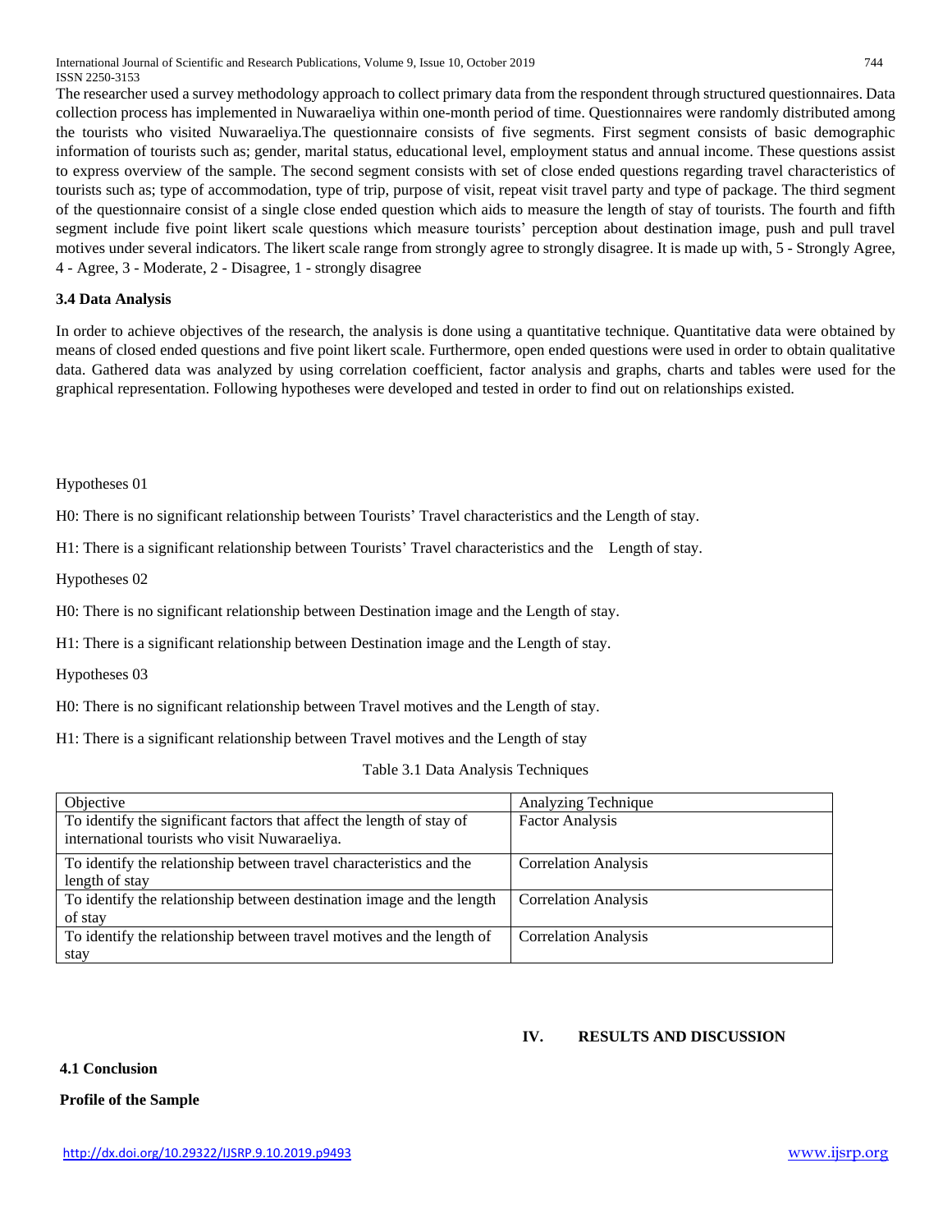The researcher used a survey methodology approach to collect primary data from the respondent through structured questionnaires. Data collection process has implemented in Nuwaraeliya within one-month period of time. Questionnaires were randomly distributed among the tourists who visited Nuwaraeliya.The questionnaire consists of five segments. First segment consists of basic demographic information of tourists such as; gender, marital status, educational level, employment status and annual income. These questions assist to express overview of the sample. The second segment consists with set of close ended questions regarding travel characteristics of tourists such as; type of accommodation, type of trip, purpose of visit, repeat visit travel party and type of package. The third segment of the questionnaire consist of a single close ended question which aids to measure the length of stay of tourists. The fourth and fifth segment include five point likert scale questions which measure tourists' perception about destination image, push and pull travel motives under several indicators. The likert scale range from strongly agree to strongly disagree. It is made up with, 5 - Strongly Agree, 4 - Agree, 3 - Moderate, 2 - Disagree, 1 - strongly disagree

### 3.4 Data Analysis

In order to achieve objectives of the research, the analysis is done using a quantitative technique. Quantitative data were obtained by means of closed ended questions and five point likert scale. Furthermore, open ended questions were used in order to obtain qualitative data. Gathered data was analyzed by using correlation coefficient, factor analysis and graphs, charts and tables were used for the graphical representation. Following hypotheses were developed and tested in order to find out on relationships existed.

Hypotheses 01

H0: There is no significant relationship between Tourists' Travel characteristics and the Length of stay.

H1: There is a significant relationship between Tourists' Travel characteristics and the Length of stay.

Hypotheses 02

H0: There is no significant relationship between Destination image and the Length of stay.

H1: There is a significant relationship between Destination image and the Length of stay.

Hypotheses 03

H0: There is no significant relationship between Travel motives and the Length of stay.

H1: There is a significant relationship between Travel motives and the Length of stay

Table 3.1 Data Analysis Techniques

| Objective | Analyzing Technique |
|---|---|
| To identify the significant factors that affect the length of stay of international tourists who visit Nuwaraeliya. | Factor Analysis |
| To identify the relationship between travel characteristics and the length of stay | Correlation Analysis |
| To identify the relationship between destination image and the length of stay | Correlation Analysis |
| To identify the relationship between travel motives and the length of stay | Correlation Analysis |

## IV. RESULTS AND DISCUSSION

### 4.1 Conclusion

**Profile of the Sample**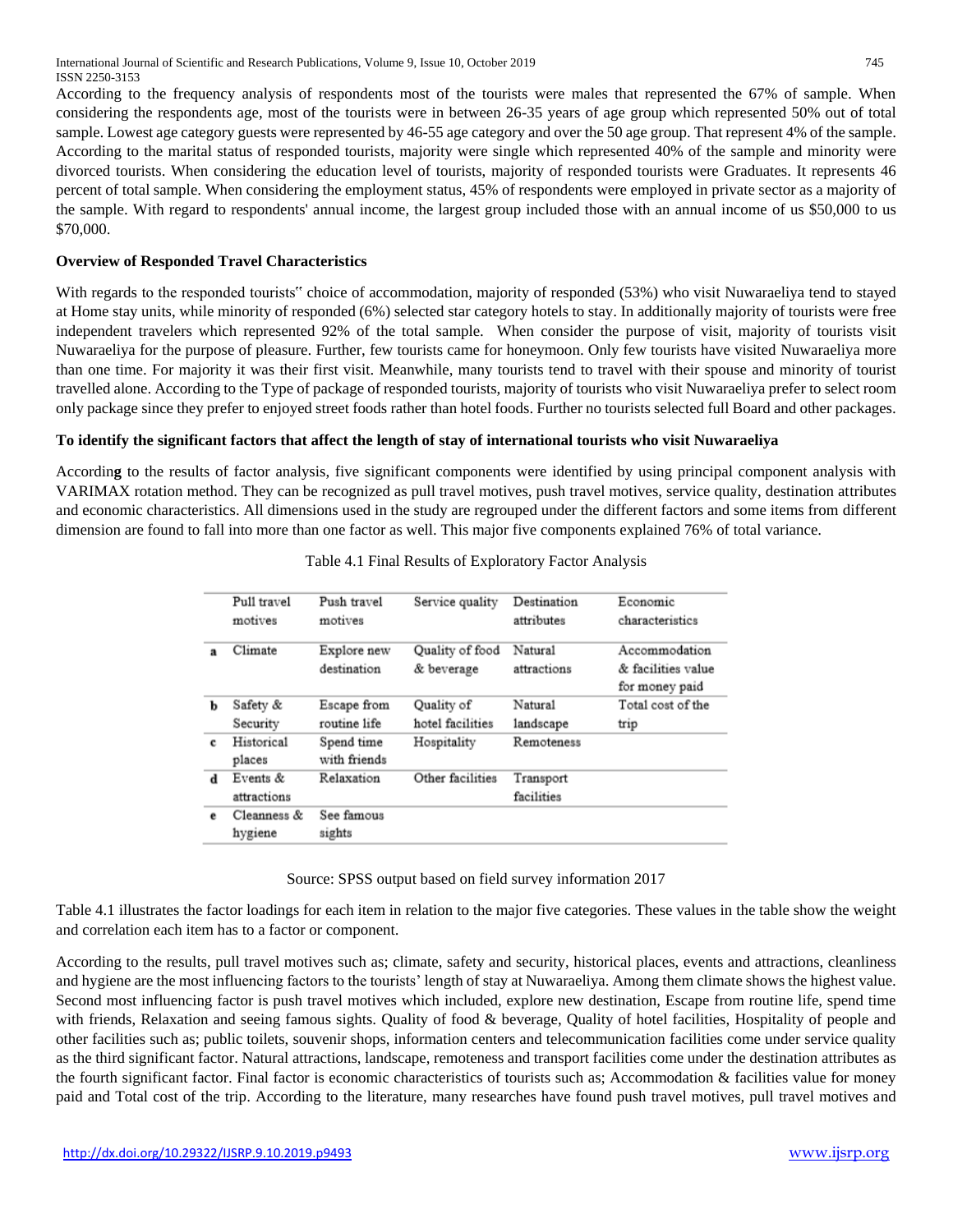According to the frequency analysis of respondents most of the tourists were males that represented the 67% of sample. When considering the respondents age, most of the tourists were in between 26-35 years of age group which represented 50% out of total sample. Lowest age category guests were represented by 46-55 age category and over the 50 age group. That represent 4% of the sample. According to the marital status of responded tourists, majority were single which represented 40% of the sample and minority were divorced tourists. When considering the education level of tourists, majority of responded tourists were Graduates. It represents 46 percent of total sample. When considering the employment status, 45% of respondents were employed in private sector as a majority of the sample. With regard to respondents' annual income, the largest group included those with an annual income of us $50,000 to us $70,000.

**Overview of Responded Travel Characteristics**

With regards to the responded tourists" choice of accommodation, majority of responded (53%) who visit Nuwaraeliya tend to stayed at Home stay units, while minority of responded (6%) selected star category hotels to stay. In additionally majority of tourists were free independent travelers which represented 92% of the total sample. When consider the purpose of visit, majority of tourists visit Nuwaraeliya for the purpose of pleasure. Further, few tourists came for honeymoon. Only few tourists have visited Nuwaraeliya more than one time. For majority it was their first visit. Meanwhile, many tourists tend to travel with their spouse and minority of tourist travelled alone. According to the Type of package of responded tourists, majority of tourists who visit Nuwaraeliya prefer to select room only package since they prefer to enjoyed street foods rather than hotel foods. Further no tourists selected full Board and other packages.

**To identify the significant factors that affect the length of stay of international tourists who visit Nuwaraeliya**

Accordin**g** to the results of factor analysis, five significant components were identified by using principal component analysis with VARIMAX rotation method. They can be recognized as pull travel motives, push travel motives, service quality, destination attributes and economic characteristics. All dimensions used in the study are regrouped under the different factors and some items from different dimension are found to fall into more than one factor as well. This major five components explained 76% of total variance.

Table 4.1 Final Results of Exploratory Factor Analysis

| | Pull travel motives | Push travel motives | Service quality | Destination attributes | Economic characteristics |
|---|---|---|---|---|---|
| a | Climate | Explore new destination | Quality of food & beverage | Natural attractions | Accommodation & facilities value for money paid |
| b | Safety & Security | Escape from routine life | Quality of hotel facilities | Natural landscape | Total cost of the trip |
| c | Historical places | Spend time with friends | Hospitality | Remoteness | |
| d | Events & attractions | Relaxation | Other facilities | Transport facilities | |
| e | Cleanness & hygiene | See famous sights | | | |

Source: SPSS output based on field survey information 2017

Table 4.1 illustrates the factor loadings for each item in relation to the major five categories. These values in the table show the weight and correlation each item has to a factor or component.

According to the results, pull travel motives such as; climate, safety and security, historical places, events and attractions, cleanliness and hygiene are the most influencing factors to the tourists' length of stay at Nuwaraeliya. Among them climate shows the highest value. Second most influencing factor is push travel motives which included, explore new destination, Escape from routine life, spend time with friends, Relaxation and seeing famous sights. Quality of food & beverage, Quality of hotel facilities, Hospitality of people and other facilities such as; public toilets, souvenir shops, information centers and telecommunication facilities come under service quality as the third significant factor. Natural attractions, landscape, remoteness and transport facilities come under the destination attributes as the fourth significant factor. Final factor is economic characteristics of tourists such as; Accommodation & facilities value for money paid and Total cost of the trip. According to the literature, many researches have found push travel motives, pull travel motives and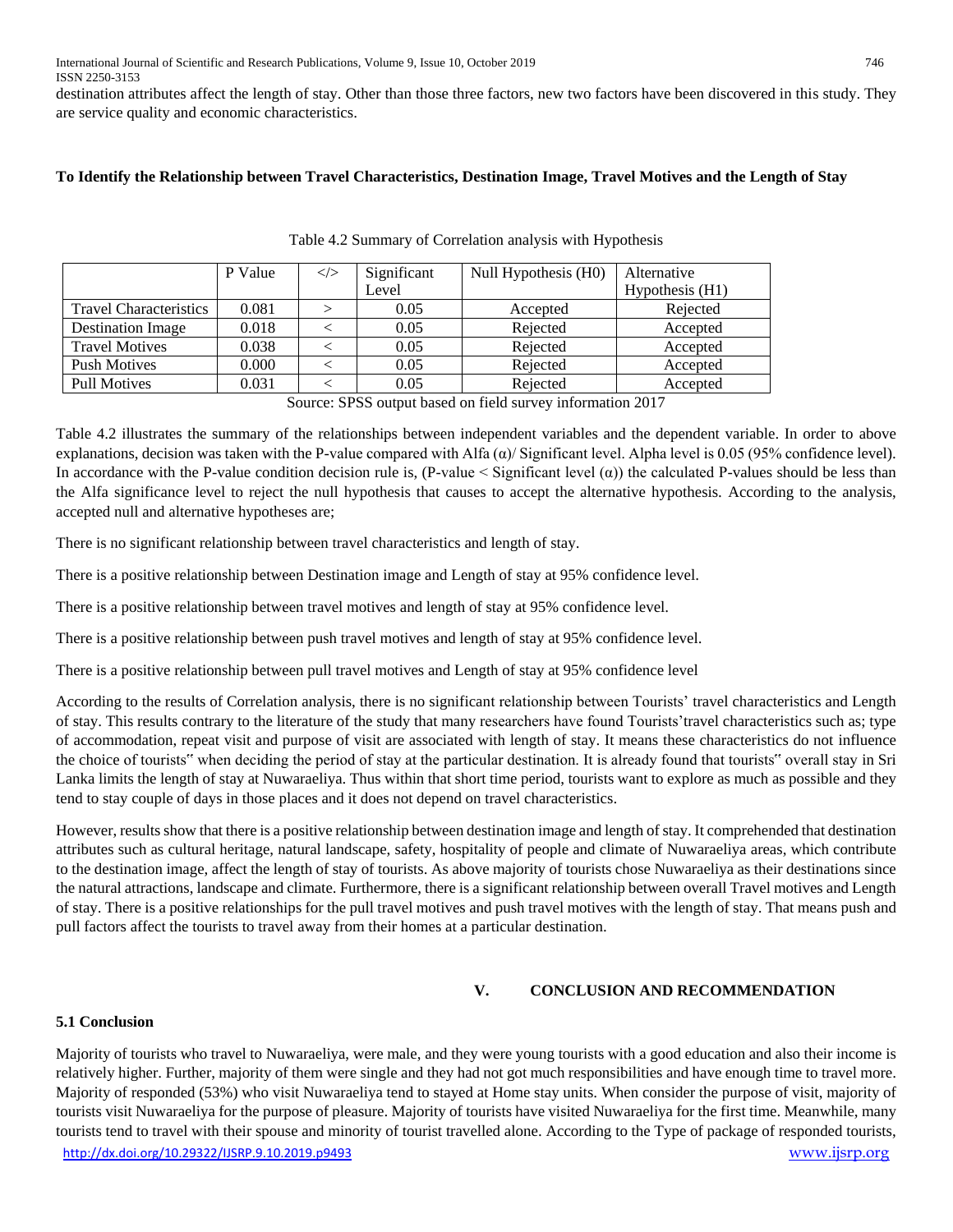destination attributes affect the length of stay. Other than those three factors, new two factors have been discovered in this study. They are service quality and economic characteristics.

**To Identify the Relationship between Travel Characteristics, Destination Image, Travel Motives and the Length of Stay**

Table 4.2 Summary of Correlation analysis with Hypothesis

| | P Value | </> | Significant Level | Null Hypothesis (H0) | Alternative Hypothesis (H1) |
|---|---|---|---|---|---|
| Travel Characteristics | 0.081 | > | 0.05 | Accepted | Rejected |
| Destination Image | 0.018 | < | 0.05 | Rejected | Accepted |
| Travel Motives | 0.038 | < | 0.05 | Rejected | Accepted |
| Push Motives | 0.000 | < | 0.05 | Rejected | Accepted |
| Pull Motives | 0.031 | < | 0.05 | Rejected | Accepted |

Source: SPSS output based on field survey information 2017

Table 4.2 illustrates the summary of the relationships between independent variables and the dependent variable. In order to above explanations, decision was taken with the P-value compared with Alfa (α)/ Significant level. Alpha level is 0.05 (95% confidence level). In accordance with the P-value condition decision rule is, (P-value < Significant level (α)) the calculated P-values should be less than the Alfa significance level to reject the null hypothesis that causes to accept the alternative hypothesis. According to the analysis, accepted null and alternative hypotheses are;

There is no significant relationship between travel characteristics and length of stay.

There is a positive relationship between Destination image and Length of stay at 95% confidence level.

There is a positive relationship between travel motives and length of stay at 95% confidence level.

There is a positive relationship between push travel motives and length of stay at 95% confidence level.

There is a positive relationship between pull travel motives and Length of stay at 95% confidence level

According to the results of Correlation analysis, there is no significant relationship between Tourists' travel characteristics and Length of stay. This results contrary to the literature of the study that many researchers have found Tourists'travel characteristics such as; type of accommodation, repeat visit and purpose of visit are associated with length of stay. It means these characteristics do not influence the choice of tourists" when deciding the period of stay at the particular destination. It is already found that tourists" overall stay in Sri Lanka limits the length of stay at Nuwaraeliya. Thus within that short time period, tourists want to explore as much as possible and they tend to stay couple of days in those places and it does not depend on travel characteristics.

However, results show that there is a positive relationship between destination image and length of stay. It comprehended that destination attributes such as cultural heritage, natural landscape, safety, hospitality of people and climate of Nuwaraeliya areas, which contribute to the destination image, affect the length of stay of tourists. As above majority of tourists chose Nuwaraeliya as their destinations since the natural attractions, landscape and climate. Furthermore, there is a significant relationship between overall Travel motives and Length of stay. There is a positive relationships for the pull travel motives and push travel motives with the length of stay. That means push and pull factors affect the tourists to travel away from their homes at a particular destination.

## V. CONCLUSION AND RECOMMENDATION

### 5.1 Conclusion

Majority of tourists who travel to Nuwaraeliya, were male, and they were young tourists with a good education and also their income is relatively higher. Further, majority of them were single and they had not got much responsibilities and have enough time to travel more. Majority of responded (53%) who visit Nuwaraeliya tend to stayed at Home stay units. When consider the purpose of visit, majority of tourists visit Nuwaraeliya for the purpose of pleasure. Majority of tourists have visited Nuwaraeliya for the first time. Meanwhile, many tourists tend to travel with their spouse and minority of tourist travelled alone. According to the Type of package of responded tourists,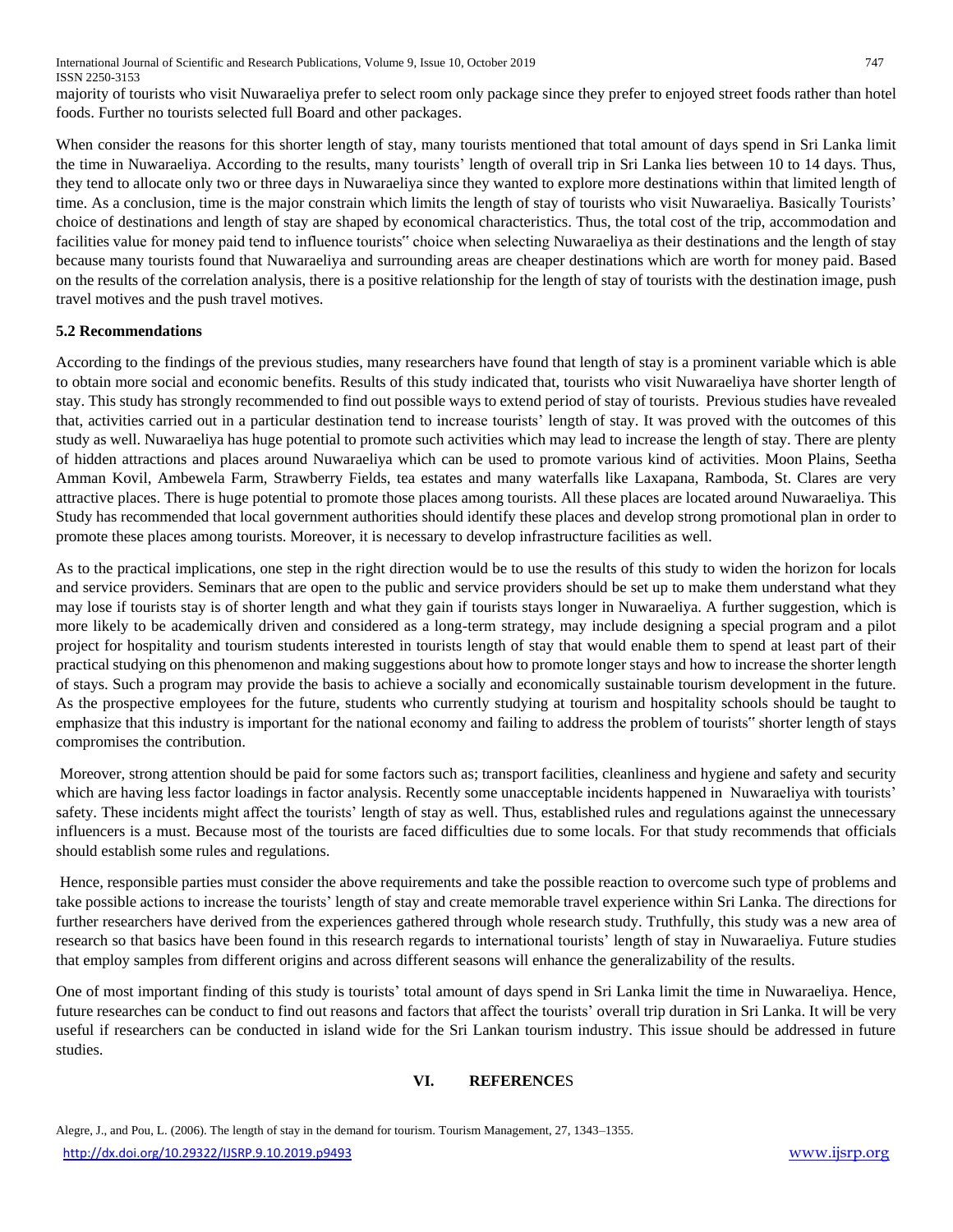majority of tourists who visit Nuwaraeliya prefer to select room only package since they prefer to enjoyed street foods rather than hotel foods. Further no tourists selected full Board and other packages.

When consider the reasons for this shorter length of stay, many tourists mentioned that total amount of days spend in Sri Lanka limit the time in Nuwaraeliya. According to the results, many tourists' length of overall trip in Sri Lanka lies between 10 to 14 days. Thus, they tend to allocate only two or three days in Nuwaraeliya since they wanted to explore more destinations within that limited length of time. As a conclusion, time is the major constrain which limits the length of stay of tourists who visit Nuwaraeliya. Basically Tourists' choice of destinations and length of stay are shaped by economical characteristics. Thus, the total cost of the trip, accommodation and facilities value for money paid tend to influence tourists" choice when selecting Nuwaraeliya as their destinations and the length of stay because many tourists found that Nuwaraeliya and surrounding areas are cheaper destinations which are worth for money paid. Based on the results of the correlation analysis, there is a positive relationship for the length of stay of tourists with the destination image, push travel motives and the push travel motives.

### 5.2 Recommendations

According to the findings of the previous studies, many researchers have found that length of stay is a prominent variable which is able to obtain more social and economic benefits. Results of this study indicated that, tourists who visit Nuwaraeliya have shorter length of stay. This study has strongly recommended to find out possible ways to extend period of stay of tourists. Previous studies have revealed that, activities carried out in a particular destination tend to increase tourists' length of stay. It was proved with the outcomes of this study as well. Nuwaraeliya has huge potential to promote such activities which may lead to increase the length of stay. There are plenty of hidden attractions and places around Nuwaraeliya which can be used to promote various kind of activities. Moon Plains, Seetha Amman Kovil, Ambewela Farm, Strawberry Fields, tea estates and many waterfalls like Laxapana, Ramboda, St. Clares are very attractive places. There is huge potential to promote those places among tourists. All these places are located around Nuwaraeliya. This Study has recommended that local government authorities should identify these places and develop strong promotional plan in order to promote these places among tourists. Moreover, it is necessary to develop infrastructure facilities as well.

As to the practical implications, one step in the right direction would be to use the results of this study to widen the horizon for locals and service providers. Seminars that are open to the public and service providers should be set up to make them understand what they may lose if tourists stay is of shorter length and what they gain if tourists stays longer in Nuwaraeliya. A further suggestion, which is more likely to be academically driven and considered as a long-term strategy, may include designing a special program and a pilot project for hospitality and tourism students interested in tourists length of stay that would enable them to spend at least part of their practical studying on this phenomenon and making suggestions about how to promote longer stays and how to increase the shorter length of stays. Such a program may provide the basis to achieve a socially and economically sustainable tourism development in the future. As the prospective employees for the future, students who currently studying at tourism and hospitality schools should be taught to emphasize that this industry is important for the national economy and failing to address the problem of tourists" shorter length of stays compromises the contribution.

Moreover, strong attention should be paid for some factors such as; transport facilities, cleanliness and hygiene and safety and security which are having less factor loadings in factor analysis. Recently some unacceptable incidents happened in Nuwaraeliya with tourists' safety. These incidents might affect the tourists' length of stay as well. Thus, established rules and regulations against the unnecessary influencers is a must. Because most of the tourists are faced difficulties due to some locals. For that study recommends that officials should establish some rules and regulations.

Hence, responsible parties must consider the above requirements and take the possible reaction to overcome such type of problems and take possible actions to increase the tourists' length of stay and create memorable travel experience within Sri Lanka. The directions for further researchers have derived from the experiences gathered through whole research study. Truthfully, this study was a new area of research so that basics have been found in this research regards to international tourists' length of stay in Nuwaraeliya. Future studies that employ samples from different origins and across different seasons will enhance the generalizability of the results.

One of most important finding of this study is tourists' total amount of days spend in Sri Lanka limit the time in Nuwaraeliya. Hence, future researches can be conduct to find out reasons and factors that affect the tourists' overall trip duration in Sri Lanka. It will be very useful if researchers can be conducted in island wide for the Sri Lankan tourism industry. This issue should be addressed in future studies.

## VI. REFERENCES

Alegre, J., and Pou, L. (2006). The length of stay in the demand for tourism. Tourism Management, 27, 1343–1355.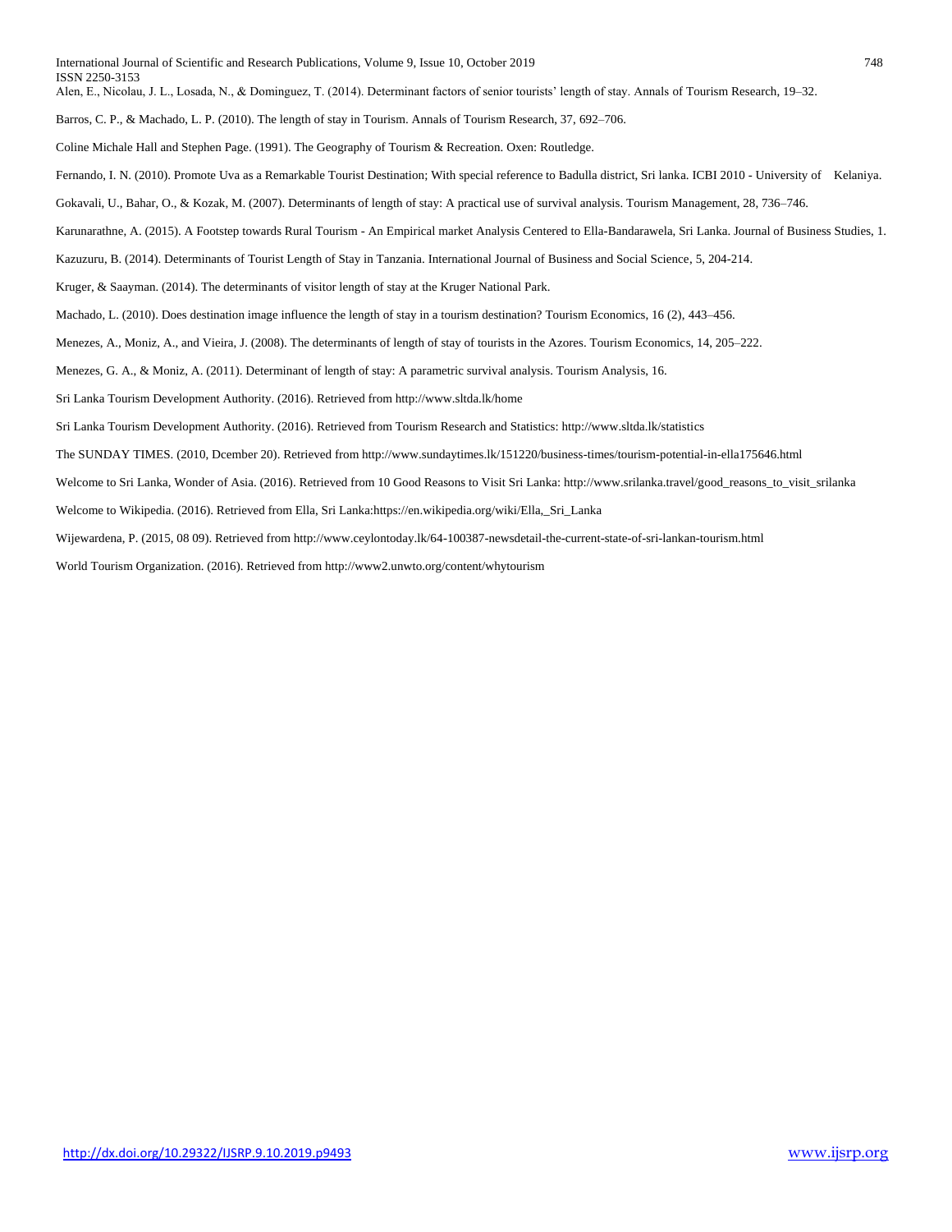Alen, E., Nicolau, J. L., Losada, N., & Dominguez, T. (2014). Determinant factors of senior tourists' length of stay. Annals of Tourism Research, 19–32.

Barros, C. P., & Machado, L. P. (2010). The length of stay in Tourism. Annals of Tourism Research, 37, 692–706.

Coline Michale Hall and Stephen Page. (1991). The Geography of Tourism & Recreation. Oxen: Routledge.

Fernando, I. N. (2010). Promote Uva as a Remarkable Tourist Destination; With special reference to Badulla district, Sri lanka. ICBI 2010 - University of Kelaniya.

Gokavali, U., Bahar, O., & Kozak, M. (2007). Determinants of length of stay: A practical use of survival analysis. Tourism Management, 28, 736–746.

Karunarathne, A. (2015). A Footstep towards Rural Tourism - An Empirical market Analysis Centered to Ella-Bandarawela, Sri Lanka. Journal of Business Studies, 1.

Kazuzuru, B. (2014). Determinants of Tourist Length of Stay in Tanzania. International Journal of Business and Social Science, 5, 204-214.

Kruger, & Saayman. (2014). The determinants of visitor length of stay at the Kruger National Park.

Machado, L. (2010). Does destination image influence the length of stay in a tourism destination? Tourism Economics, 16 (2), 443–456.

Menezes, A., Moniz, A., and Vieira, J. (2008). The determinants of length of stay of tourists in the Azores. Tourism Economics, 14, 205–222.

Menezes, G. A., & Moniz, A. (2011). Determinant of length of stay: A parametric survival analysis. Tourism Analysis, 16.

Sri Lanka Tourism Development Authority. (2016). Retrieved from http://www.sltda.lk/home

Sri Lanka Tourism Development Authority. (2016). Retrieved from Tourism Research and Statistics: http://www.sltda.lk/statistics

The SUNDAY TIMES. (2010, Dcember 20). Retrieved from http://www.sundaytimes.lk/151220/business-times/tourism-potential-in-ella175646.html

Welcome to Sri Lanka, Wonder of Asia. (2016). Retrieved from 10 Good Reasons to Visit Sri Lanka: http://www.srilanka.travel/good_reasons_to_visit_srilanka

Welcome to Wikipedia. (2016). Retrieved from Ella, Sri Lanka:https://en.wikipedia.org/wiki/Ella,_Sri_Lanka

Wijewardena, P. (2015, 08 09). Retrieved from http://www.ceylontoday.lk/64-100387-newsdetail-the-current-state-of-sri-lankan-tourism.html

World Tourism Organization. (2016). Retrieved from http://www2.unwto.org/content/whytourism